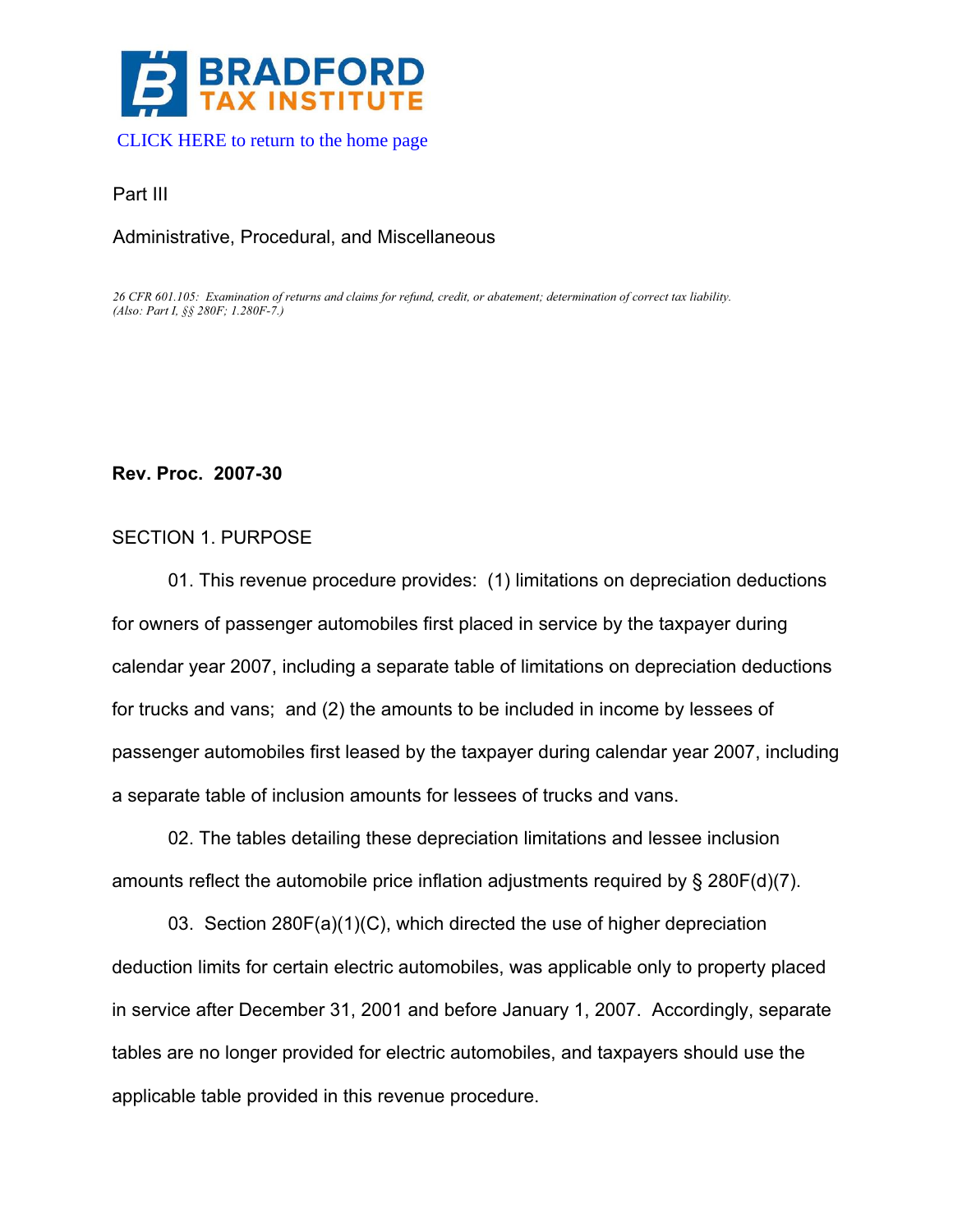**BRADFORD TAX INSTITUTE**

CLICK HERE to return to the home page

Part III

Administrative, Procedural, and Miscellaneous

*26 CFR 601.105: Examination of returns and claims for refund, credit, or abatement; determination of correct tax liability.*
*(Also: Part I, §§ 280F; 1.280F-7.)*

**Rev. Proc. 2007-30**

SECTION 1. PURPOSE

01. This revenue procedure provides: (1) limitations on depreciation deductions for owners of passenger automobiles first placed in service by the taxpayer during calendar year 2007, including a separate table of limitations on depreciation deductions for trucks and vans; and (2) the amounts to be included in income by lessees of passenger automobiles first leased by the taxpayer during calendar year 2007, including a separate table of inclusion amounts for lessees of trucks and vans.

02. The tables detailing these depreciation limitations and lessee inclusion amounts reflect the automobile price inflation adjustments required by § 280F(d)(7).

03. Section 280F(a)(1)(C), which directed the use of higher depreciation deduction limits for certain electric automobiles, was applicable only to property placed in service after December 31, 2001 and before January 1, 2007. Accordingly, separate tables are no longer provided for electric automobiles, and taxpayers should use the applicable table provided in this revenue procedure.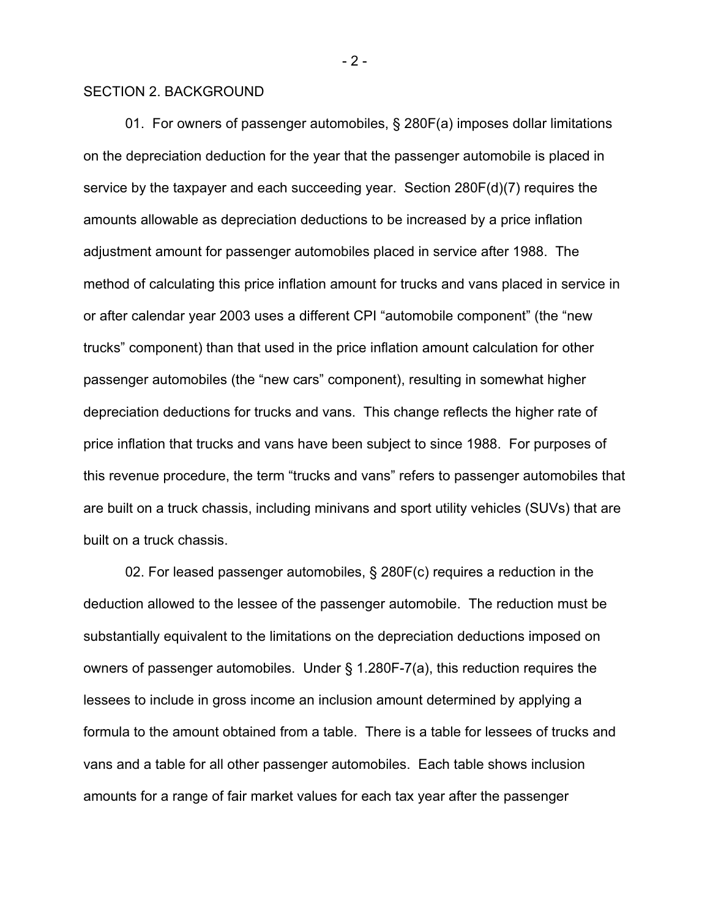## SECTION 2. BACKGROUND

01. For owners of passenger automobiles, § 280F(a) imposes dollar limitations on the depreciation deduction for the year that the passenger automobile is placed in service by the taxpayer and each succeeding year. Section 280F(d)(7) requires the amounts allowable as depreciation deductions to be increased by a price inflation adjustment amount for passenger automobiles placed in service after 1988. The method of calculating this price inflation amount for trucks and vans placed in service in or after calendar year 2003 uses a different CPI "automobile component" (the "new trucks" component) than that used in the price inflation amount calculation for other passenger automobiles (the "new cars" component), resulting in somewhat higher depreciation deductions for trucks and vans. This change reflects the higher rate of price inflation that trucks and vans have been subject to since 1988. For purposes of this revenue procedure, the term "trucks and vans" refers to passenger automobiles that are built on a truck chassis, including minivans and sport utility vehicles (SUVs) that are built on a truck chassis.

02. For leased passenger automobiles, § 280F(c) requires a reduction in the deduction allowed to the lessee of the passenger automobile. The reduction must be substantially equivalent to the limitations on the depreciation deductions imposed on owners of passenger automobiles. Under § 1.280F-7(a), this reduction requires the lessees to include in gross income an inclusion amount determined by applying a formula to the amount obtained from a table. There is a table for lessees of trucks and vans and a table for all other passenger automobiles. Each table shows inclusion amounts for a range of fair market values for each tax year after the passenger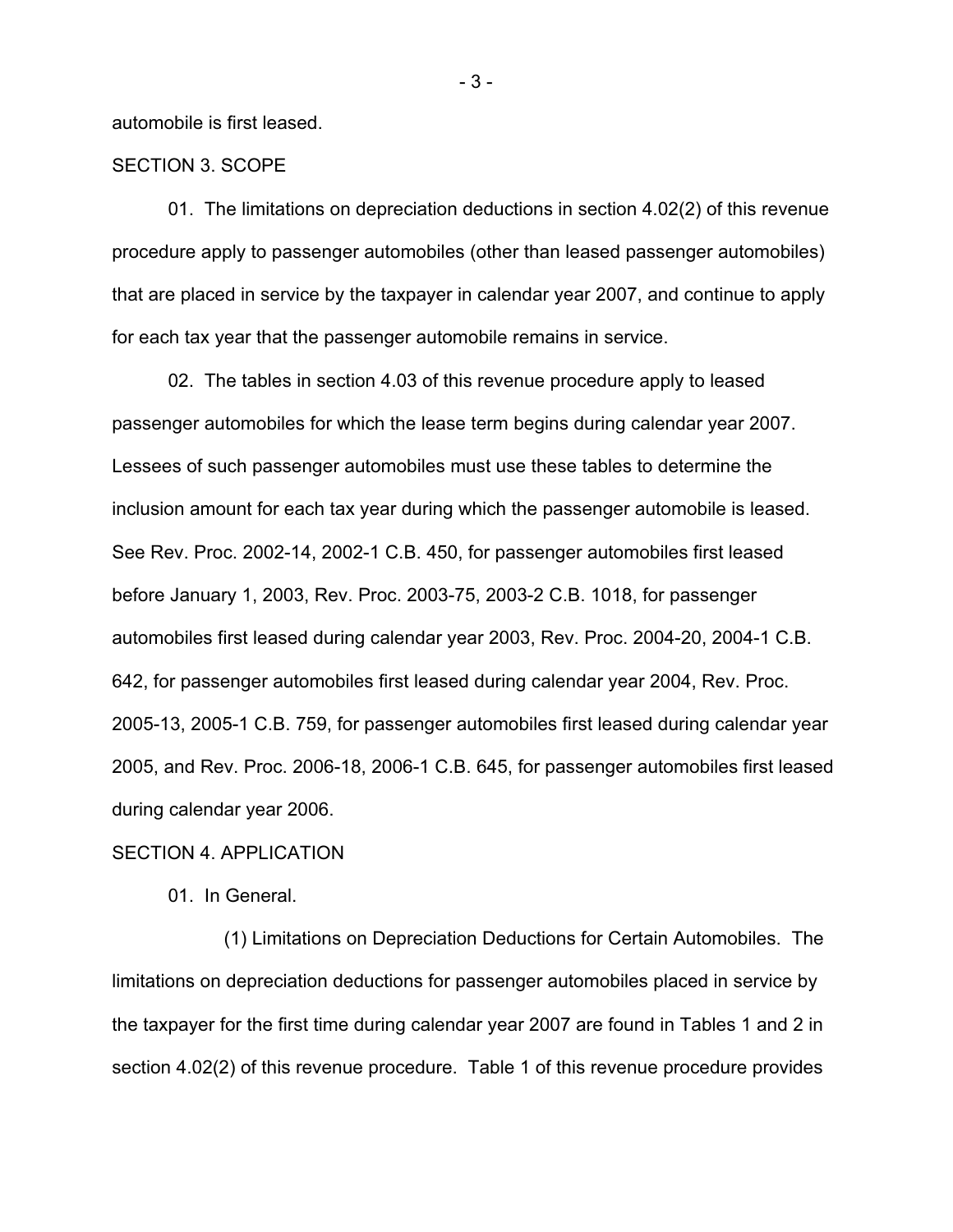automobile is first leased.

SECTION 3. SCOPE

01. The limitations on depreciation deductions in section 4.02(2) of this revenue procedure apply to passenger automobiles (other than leased passenger automobiles) that are placed in service by the taxpayer in calendar year 2007, and continue to apply for each tax year that the passenger automobile remains in service.

02. The tables in section 4.03 of this revenue procedure apply to leased passenger automobiles for which the lease term begins during calendar year 2007. Lessees of such passenger automobiles must use these tables to determine the inclusion amount for each tax year during which the passenger automobile is leased. See Rev. Proc. 2002-14, 2002-1 C.B. 450, for passenger automobiles first leased before January 1, 2003, Rev. Proc. 2003-75, 2003-2 C.B. 1018, for passenger automobiles first leased during calendar year 2003, Rev. Proc. 2004-20, 2004-1 C.B. 642, for passenger automobiles first leased during calendar year 2004, Rev. Proc. 2005-13, 2005-1 C.B. 759, for passenger automobiles first leased during calendar year 2005, and Rev. Proc. 2006-18, 2006-1 C.B. 645, for passenger automobiles first leased during calendar year 2006.

SECTION 4. APPLICATION

01. In General.

(1) Limitations on Depreciation Deductions for Certain Automobiles. The limitations on depreciation deductions for passenger automobiles placed in service by the taxpayer for the first time during calendar year 2007 are found in Tables 1 and 2 in section 4.02(2) of this revenue procedure. Table 1 of this revenue procedure provides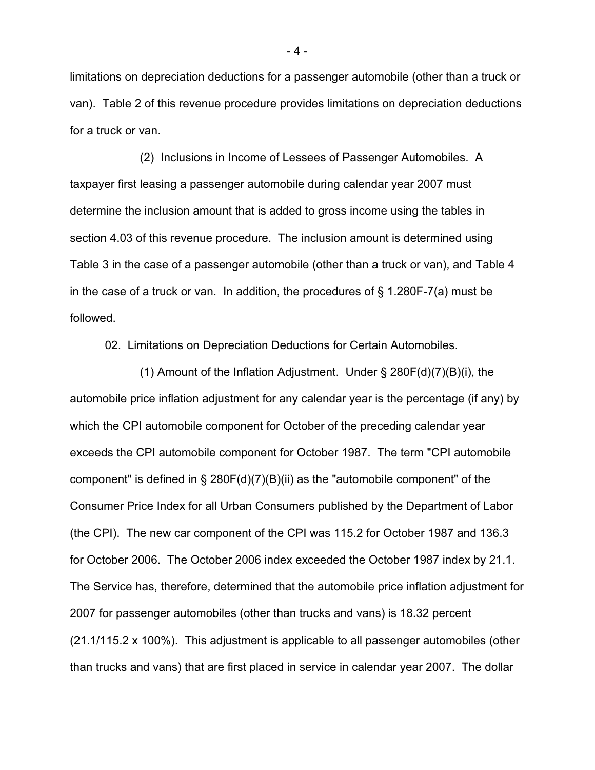limitations on depreciation deductions for a passenger automobile (other than a truck or van). Table 2 of this revenue procedure provides limitations on depreciation deductions for a truck or van.

(2) Inclusions in Income of Lessees of Passenger Automobiles. A taxpayer first leasing a passenger automobile during calendar year 2007 must determine the inclusion amount that is added to gross income using the tables in section 4.03 of this revenue procedure. The inclusion amount is determined using Table 3 in the case of a passenger automobile (other than a truck or van), and Table 4 in the case of a truck or van. In addition, the procedures of § 1.280F-7(a) must be followed.

02. Limitations on Depreciation Deductions for Certain Automobiles.

(1) Amount of the Inflation Adjustment. Under § 280F(d)(7)(B)(i), the automobile price inflation adjustment for any calendar year is the percentage (if any) by which the CPI automobile component for October of the preceding calendar year exceeds the CPI automobile component for October 1987. The term "CPI automobile component" is defined in § 280F(d)(7)(B)(ii) as the "automobile component" of the Consumer Price Index for all Urban Consumers published by the Department of Labor (the CPI). The new car component of the CPI was 115.2 for October 1987 and 136.3 for October 2006. The October 2006 index exceeded the October 1987 index by 21.1. The Service has, therefore, determined that the automobile price inflation adjustment for 2007 for passenger automobiles (other than trucks and vans) is 18.32 percent (21.1/115.2 x 100%). This adjustment is applicable to all passenger automobiles (other than trucks and vans) that are first placed in service in calendar year 2007. The dollar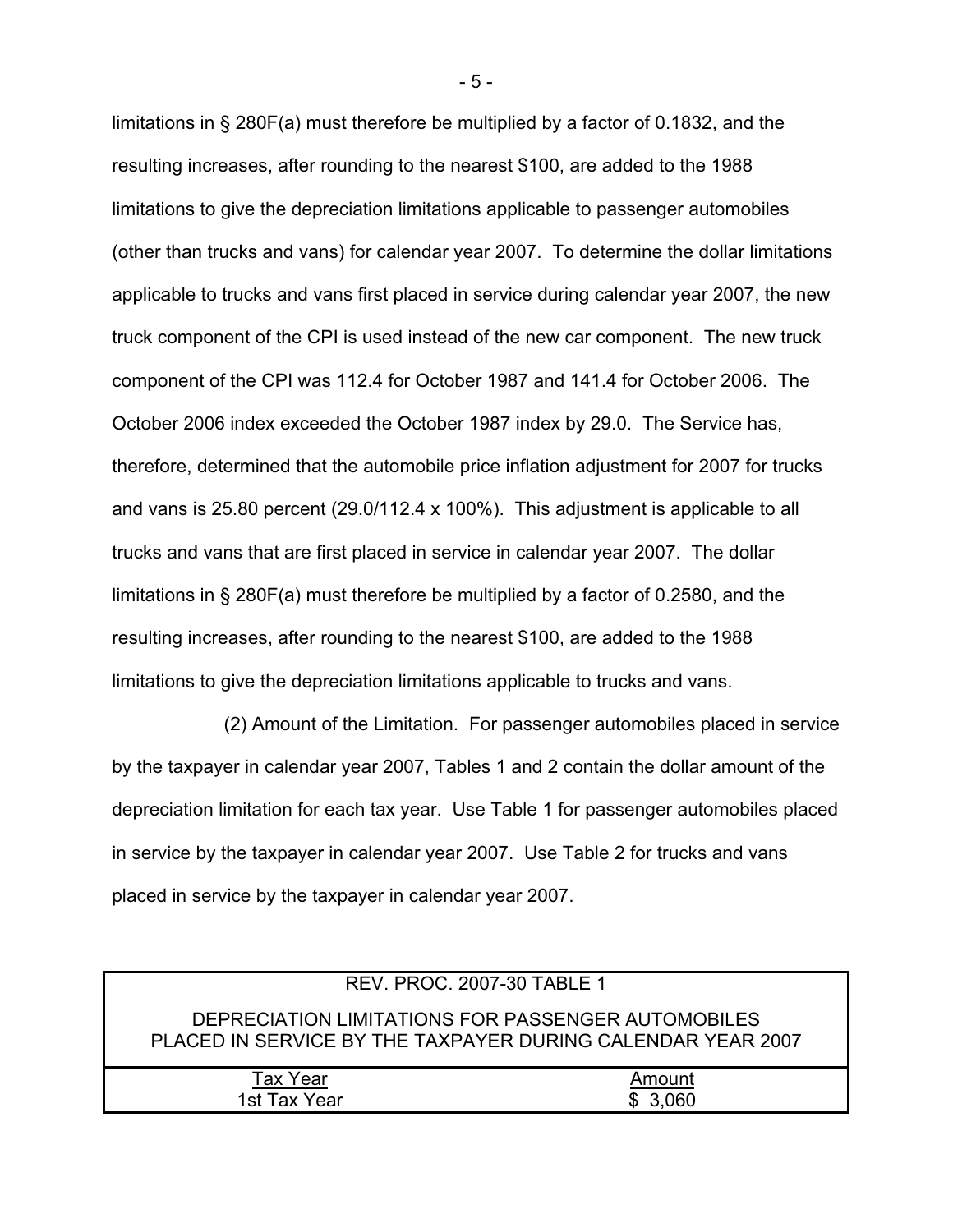limitations in § 280F(a) must therefore be multiplied by a factor of 0.1832, and the resulting increases, after rounding to the nearest $100, are added to the 1988 limitations to give the depreciation limitations applicable to passenger automobiles (other than trucks and vans) for calendar year 2007. To determine the dollar limitations applicable to trucks and vans first placed in service during calendar year 2007, the new truck component of the CPI is used instead of the new car component. The new truck component of the CPI was 112.4 for October 1987 and 141.4 for October 2006. The October 2006 index exceeded the October 1987 index by 29.0. The Service has, therefore, determined that the automobile price inflation adjustment for 2007 for trucks and vans is 25.80 percent (29.0/112.4 x 100%). This adjustment is applicable to all trucks and vans that are first placed in service in calendar year 2007. The dollar limitations in § 280F(a) must therefore be multiplied by a factor of 0.2580, and the resulting increases, after rounding to the nearest $100, are added to the 1988 limitations to give the depreciation limitations applicable to trucks and vans.

(2) Amount of the Limitation. For passenger automobiles placed in service by the taxpayer in calendar year 2007, Tables 1 and 2 contain the dollar amount of the depreciation limitation for each tax year. Use Table 1 for passenger automobiles placed in service by the taxpayer in calendar year 2007. Use Table 2 for trucks and vans placed in service by the taxpayer in calendar year 2007.

REV. PROC. 2007-30 TABLE 1

DEPRECIATION LIMITATIONS FOR PASSENGER AUTOMOBILES PLACED IN SERVICE BY THE TAXPAYER DURING CALENDAR YEAR 2007

| Tax Year | Amount |
|---|---|
| 1st Tax Year | $ 3,060 |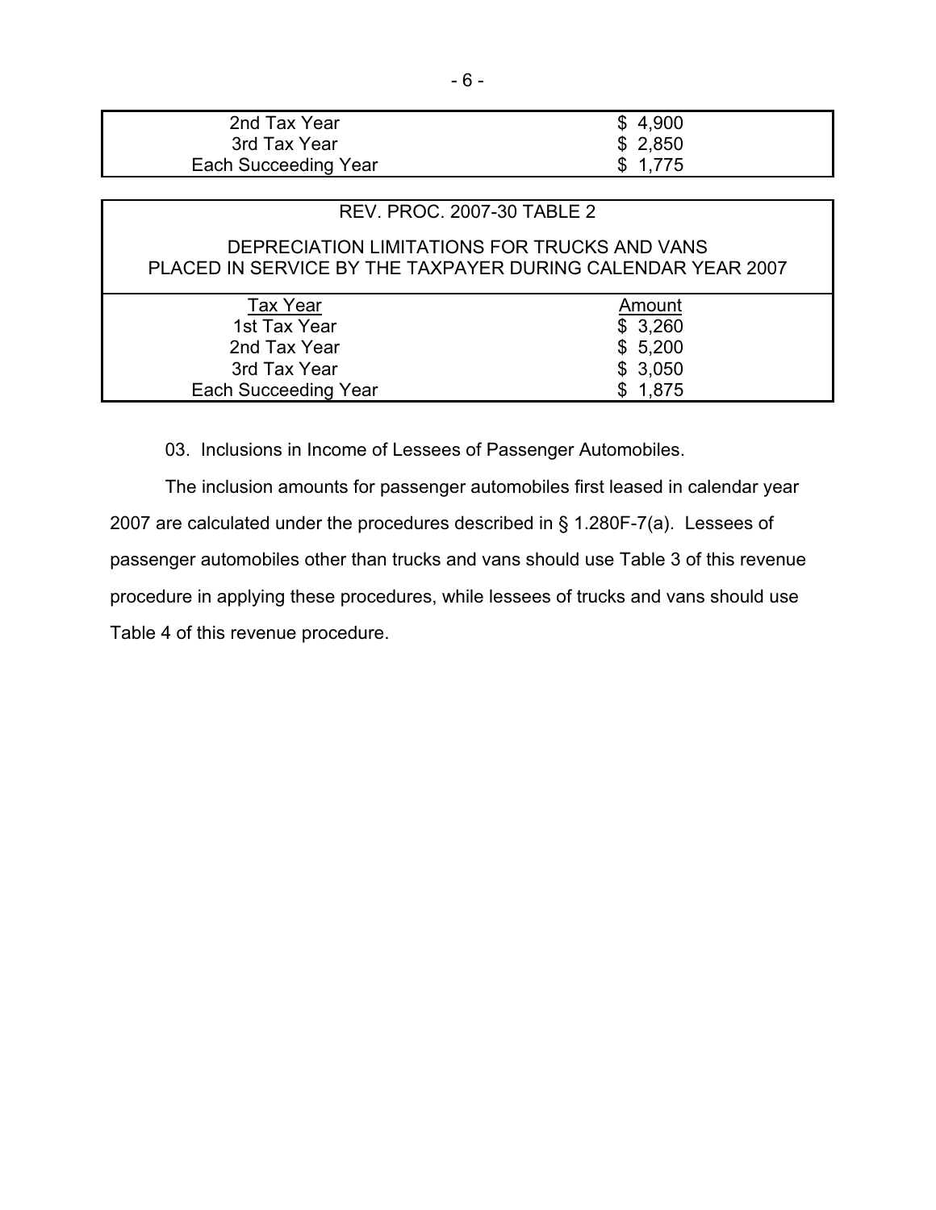| | |
|---|---|
| 2nd Tax Year | $ 4,900 |
| 3rd Tax Year | $ 2,850 |
| Each Succeeding Year | $ 1,775 |

REV. PROC. 2007-30 TABLE 2

DEPRECIATION LIMITATIONS FOR TRUCKS AND VANS PLACED IN SERVICE BY THE TAXPAYER DURING CALENDAR YEAR 2007

| Tax Year | Amount |
|---|---|
| 1st Tax Year | $ 3,260 |
| 2nd Tax Year | $ 5,200 |
| 3rd Tax Year | $ 3,050 |
| Each Succeeding Year | $ 1,875 |

03. Inclusions in Income of Lessees of Passenger Automobiles.

The inclusion amounts for passenger automobiles first leased in calendar year 2007 are calculated under the procedures described in § 1.280F-7(a). Lessees of passenger automobiles other than trucks and vans should use Table 3 of this revenue procedure in applying these procedures, while lessees of trucks and vans should use Table 4 of this revenue procedure.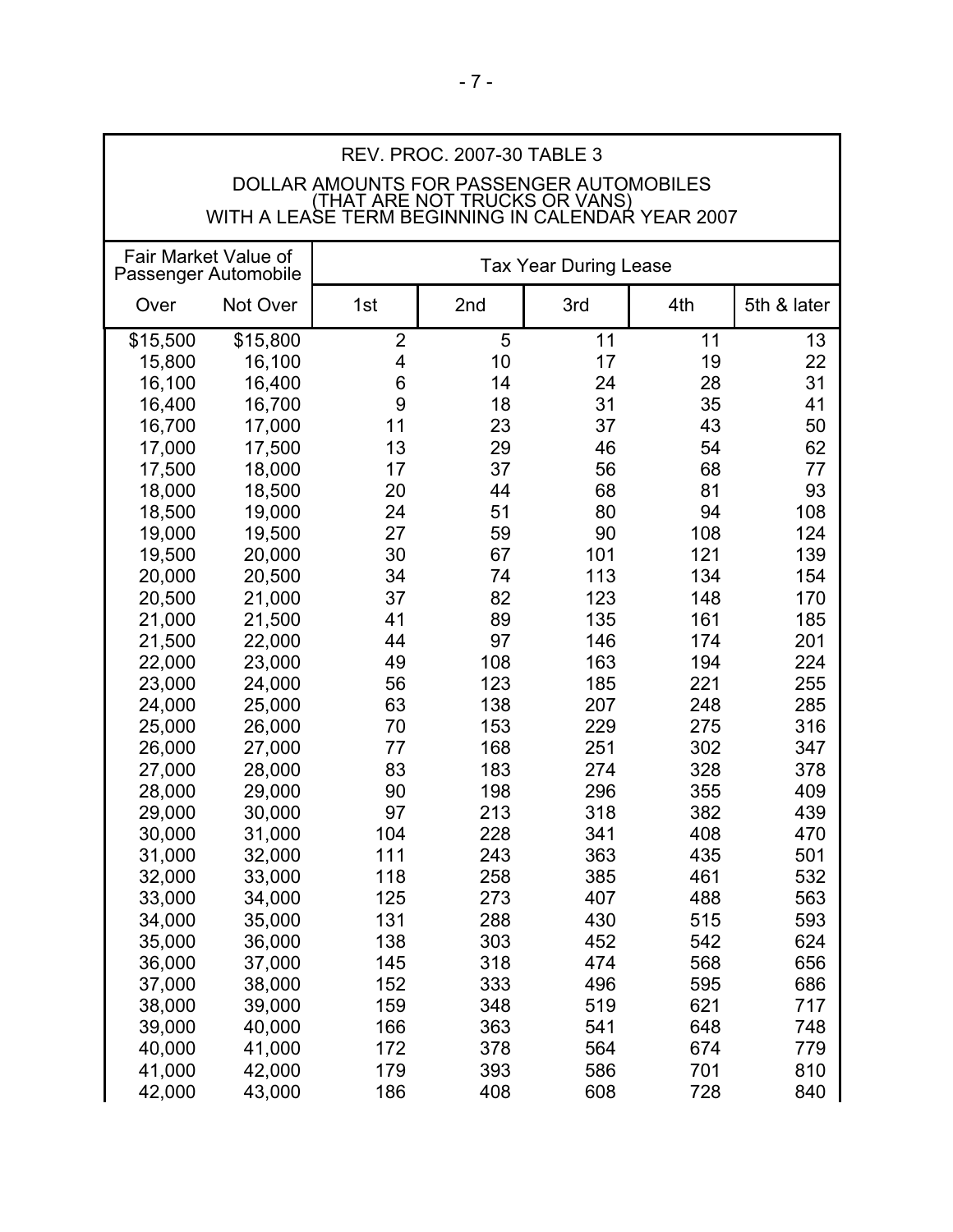**REV. PROC. 2007-30 TABLE 3**

**DOLLAR AMOUNTS FOR PASSENGER AUTOMOBILES (THAT ARE NOT TRUCKS OR VANS) WITH A LEASE TERM BEGINNING IN CALENDAR YEAR 2007**

| Fair Market Value of Passenger Automobile | | Tax Year During Lease | | | | |
|---|---|---|---|---|---|---|
| Over | Not Over | 1st | 2nd | 3rd | 4th | 5th & later |
| $15,500 | $15,800 | 2 | 5 | 11 | 11 | 13 |
| 15,800 | 16,100 | 4 | 10 | 17 | 19 | 22 |
| 16,100 | 16,400 | 6 | 14 | 24 | 28 | 31 |
| 16,400 | 16,700 | 9 | 18 | 31 | 35 | 41 |
| 16,700 | 17,000 | 11 | 23 | 37 | 43 | 50 |
| 17,000 | 17,500 | 13 | 29 | 46 | 54 | 62 |
| 17,500 | 18,000 | 17 | 37 | 56 | 68 | 77 |
| 18,000 | 18,500 | 20 | 44 | 68 | 81 | 93 |
| 18,500 | 19,000 | 24 | 51 | 80 | 94 | 108 |
| 19,000 | 19,500 | 27 | 59 | 90 | 108 | 124 |
| 19,500 | 20,000 | 30 | 67 | 101 | 121 | 139 |
| 20,000 | 20,500 | 34 | 74 | 113 | 134 | 154 |
| 20,500 | 21,000 | 37 | 82 | 123 | 148 | 170 |
| 21,000 | 21,500 | 41 | 89 | 135 | 161 | 185 |
| 21,500 | 22,000 | 44 | 97 | 146 | 174 | 201 |
| 22,000 | 23,000 | 49 | 108 | 163 | 194 | 224 |
| 23,000 | 24,000 | 56 | 123 | 185 | 221 | 255 |
| 24,000 | 25,000 | 63 | 138 | 207 | 248 | 285 |
| 25,000 | 26,000 | 70 | 153 | 229 | 275 | 316 |
| 26,000 | 27,000 | 77 | 168 | 251 | 302 | 347 |
| 27,000 | 28,000 | 83 | 183 | 274 | 328 | 378 |
| 28,000 | 29,000 | 90 | 198 | 296 | 355 | 409 |
| 29,000 | 30,000 | 97 | 213 | 318 | 382 | 439 |
| 30,000 | 31,000 | 104 | 228 | 341 | 408 | 470 |
| 31,000 | 32,000 | 111 | 243 | 363 | 435 | 501 |
| 32,000 | 33,000 | 118 | 258 | 385 | 461 | 532 |
| 33,000 | 34,000 | 125 | 273 | 407 | 488 | 563 |
| 34,000 | 35,000 | 131 | 288 | 430 | 515 | 593 |
| 35,000 | 36,000 | 138 | 303 | 452 | 542 | 624 |
| 36,000 | 37,000 | 145 | 318 | 474 | 568 | 656 |
| 37,000 | 38,000 | 152 | 333 | 496 | 595 | 686 |
| 38,000 | 39,000 | 159 | 348 | 519 | 621 | 717 |
| 39,000 | 40,000 | 166 | 363 | 541 | 648 | 748 |
| 40,000 | 41,000 | 172 | 378 | 564 | 674 | 779 |
| 41,000 | 42,000 | 179 | 393 | 586 | 701 | 810 |
| 42,000 | 43,000 | 186 | 408 | 608 | 728 | 840 |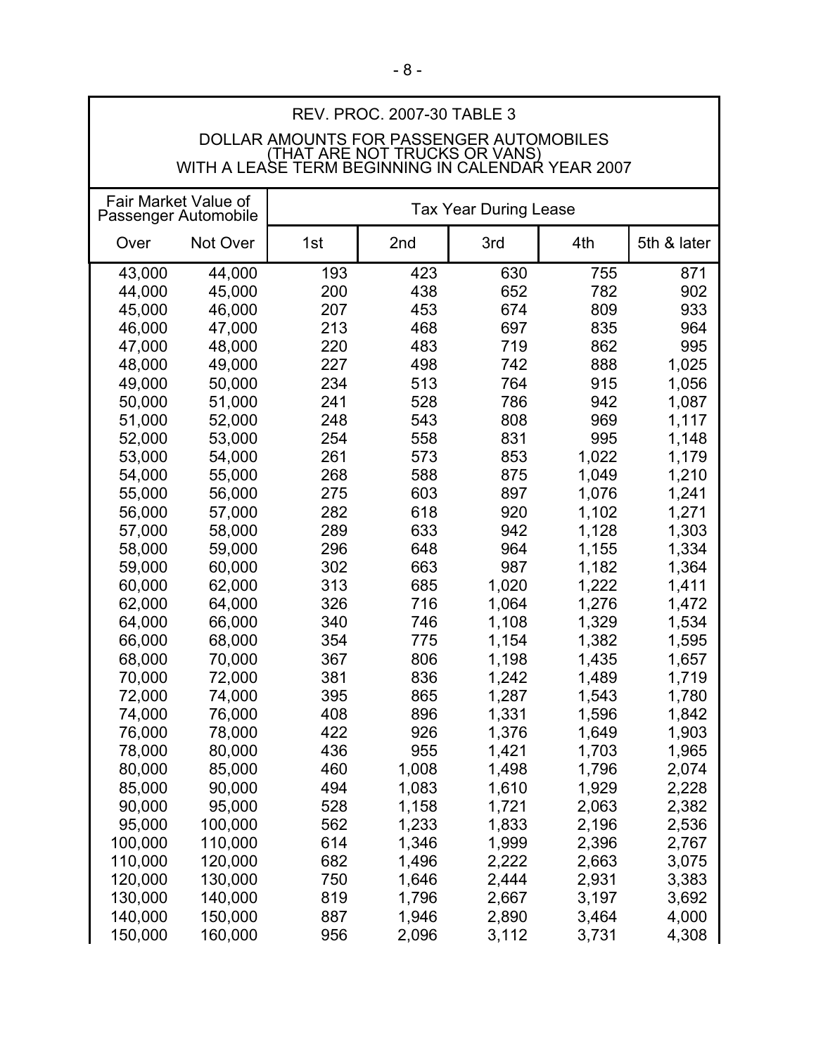REV. PROC. 2007-30 TABLE 3

DOLLAR AMOUNTS FOR PASSENGER AUTOMOBILES (THAT ARE NOT TRUCKS OR VANS) WITH A LEASE TERM BEGINNING IN CALENDAR YEAR 2007

| Fair Market Value of Passenger Automobile | | Tax Year During Lease | | | | |
|---|---|---|---|---|---|---|
| Over | Not Over | 1st | 2nd | 3rd | 4th | 5th & later |
| 43,000 | 44,000 | 193 | 423 | 630 | 755 | 871 |
| 44,000 | 45,000 | 200 | 438 | 652 | 782 | 902 |
| 45,000 | 46,000 | 207 | 453 | 674 | 809 | 933 |
| 46,000 | 47,000 | 213 | 468 | 697 | 835 | 964 |
| 47,000 | 48,000 | 220 | 483 | 719 | 862 | 995 |
| 48,000 | 49,000 | 227 | 498 | 742 | 888 | 1,025 |
| 49,000 | 50,000 | 234 | 513 | 764 | 915 | 1,056 |
| 50,000 | 51,000 | 241 | 528 | 786 | 942 | 1,087 |
| 51,000 | 52,000 | 248 | 543 | 808 | 969 | 1,117 |
| 52,000 | 53,000 | 254 | 558 | 831 | 995 | 1,148 |
| 53,000 | 54,000 | 261 | 573 | 853 | 1,022 | 1,179 |
| 54,000 | 55,000 | 268 | 588 | 875 | 1,049 | 1,210 |
| 55,000 | 56,000 | 275 | 603 | 897 | 1,076 | 1,241 |
| 56,000 | 57,000 | 282 | 618 | 920 | 1,102 | 1,271 |
| 57,000 | 58,000 | 289 | 633 | 942 | 1,128 | 1,303 |
| 58,000 | 59,000 | 296 | 648 | 964 | 1,155 | 1,334 |
| 59,000 | 60,000 | 302 | 663 | 987 | 1,182 | 1,364 |
| 60,000 | 62,000 | 313 | 685 | 1,020 | 1,222 | 1,411 |
| 62,000 | 64,000 | 326 | 716 | 1,064 | 1,276 | 1,472 |
| 64,000 | 66,000 | 340 | 746 | 1,108 | 1,329 | 1,534 |
| 66,000 | 68,000 | 354 | 775 | 1,154 | 1,382 | 1,595 |
| 68,000 | 70,000 | 367 | 806 | 1,198 | 1,435 | 1,657 |
| 70,000 | 72,000 | 381 | 836 | 1,242 | 1,489 | 1,719 |
| 72,000 | 74,000 | 395 | 865 | 1,287 | 1,543 | 1,780 |
| 74,000 | 76,000 | 408 | 896 | 1,331 | 1,596 | 1,842 |
| 76,000 | 78,000 | 422 | 926 | 1,376 | 1,649 | 1,903 |
| 78,000 | 80,000 | 436 | 955 | 1,421 | 1,703 | 1,965 |
| 80,000 | 85,000 | 460 | 1,008 | 1,498 | 1,796 | 2,074 |
| 85,000 | 90,000 | 494 | 1,083 | 1,610 | 1,929 | 2,228 |
| 90,000 | 95,000 | 528 | 1,158 | 1,721 | 2,063 | 2,382 |
| 95,000 | 100,000 | 562 | 1,233 | 1,833 | 2,196 | 2,536 |
| 100,000 | 110,000 | 614 | 1,346 | 1,999 | 2,396 | 2,767 |
| 110,000 | 120,000 | 682 | 1,496 | 2,222 | 2,663 | 3,075 |
| 120,000 | 130,000 | 750 | 1,646 | 2,444 | 2,931 | 3,383 |
| 130,000 | 140,000 | 819 | 1,796 | 2,667 | 3,197 | 3,692 |
| 140,000 | 150,000 | 887 | 1,946 | 2,890 | 3,464 | 4,000 |
| 150,000 | 160,000 | 956 | 2,096 | 3,112 | 3,731 | 4,308 |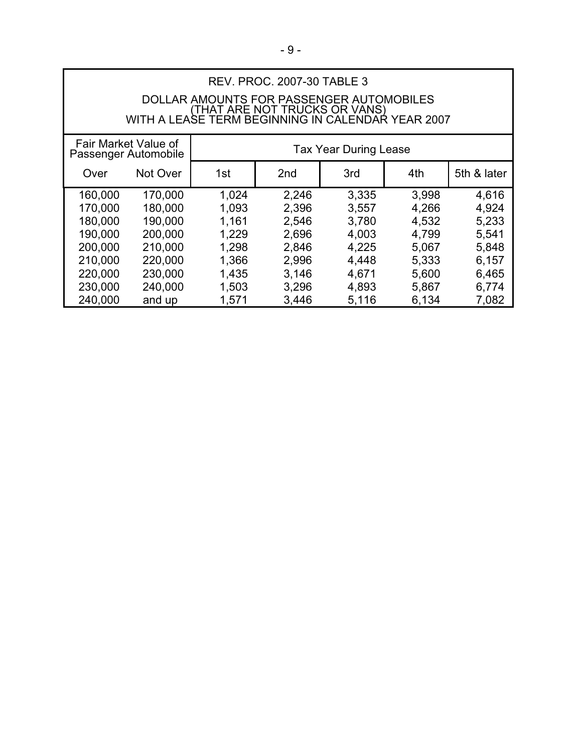REV. PROC. 2007-30 TABLE 3

DOLLAR AMOUNTS FOR PASSENGER AUTOMOBILES (THAT ARE NOT TRUCKS OR VANS) WITH A LEASE TERM BEGINNING IN CALENDAR YEAR 2007

| Fair Market Value of Passenger Automobile | | Tax Year During Lease | | | | |
|---|---|---|---|---|---|---|
| Over | Not Over | 1st | 2nd | 3rd | 4th | 5th & later |
| 160,000 | 170,000 | 1,024 | 2,246 | 3,335 | 3,998 | 4,616 |
| 170,000 | 180,000 | 1,093 | 2,396 | 3,557 | 4,266 | 4,924 |
| 180,000 | 190,000 | 1,161 | 2,546 | 3,780 | 4,532 | 5,233 |
| 190,000 | 200,000 | 1,229 | 2,696 | 4,003 | 4,799 | 5,541 |
| 200,000 | 210,000 | 1,298 | 2,846 | 4,225 | 5,067 | 5,848 |
| 210,000 | 220,000 | 1,366 | 2,996 | 4,448 | 5,333 | 6,157 |
| 220,000 | 230,000 | 1,435 | 3,146 | 4,671 | 5,600 | 6,465 |
| 230,000 | 240,000 | 1,503 | 3,296 | 4,893 | 5,867 | 6,774 |
| 240,000 | and up | 1,571 | 3,446 | 5,116 | 6,134 | 7,082 |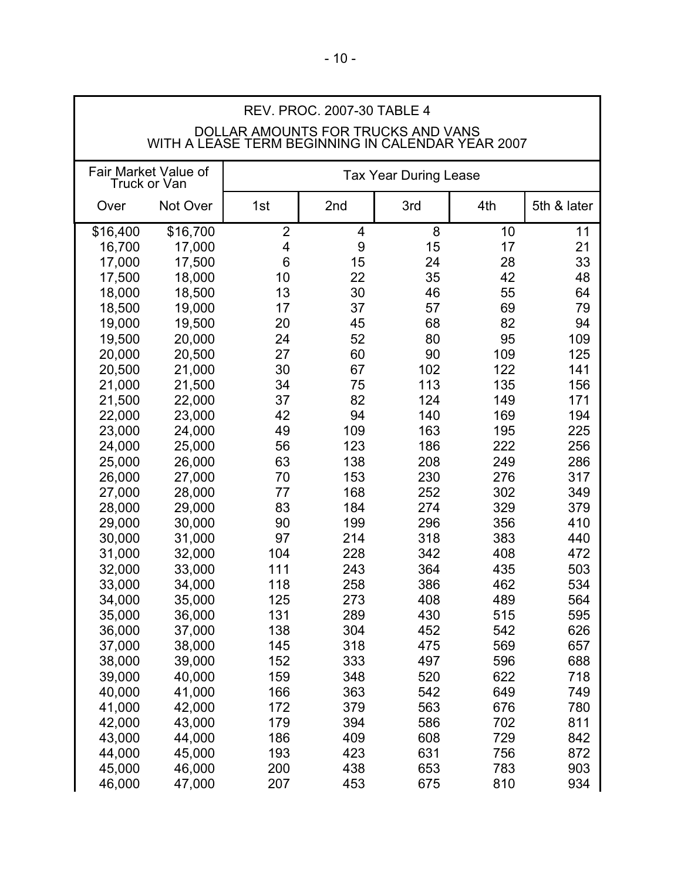| REV. PROC. 2007-30 TABLE 4 DOLLAR AMOUNTS FOR TRUCKS AND VANS WITH A LEASE TERM BEGINNING IN CALENDAR YEAR 2007 | | | | | | |
|---|---|---|---|---|---|---|
| Fair Market Value of Truck or Van | | Tax Year During Lease | | | | |
| Over | Not Over | 1st | 2nd | 3rd | 4th | 5th & later |
| $16,400 | $16,700 | 2 | 4 | 8 | 10 | 11 |
| 16,700 | 17,000 | 4 | 9 | 15 | 17 | 21 |
| 17,000 | 17,500 | 6 | 15 | 24 | 28 | 33 |
| 17,500 | 18,000 | 10 | 22 | 35 | 42 | 48 |
| 18,000 | 18,500 | 13 | 30 | 46 | 55 | 64 |
| 18,500 | 19,000 | 17 | 37 | 57 | 69 | 79 |
| 19,000 | 19,500 | 20 | 45 | 68 | 82 | 94 |
| 19,500 | 20,000 | 24 | 52 | 80 | 95 | 109 |
| 20,000 | 20,500 | 27 | 60 | 90 | 109 | 125 |
| 20,500 | 21,000 | 30 | 67 | 102 | 122 | 141 |
| 21,000 | 21,500 | 34 | 75 | 113 | 135 | 156 |
| 21,500 | 22,000 | 37 | 82 | 124 | 149 | 171 |
| 22,000 | 23,000 | 42 | 94 | 140 | 169 | 194 |
| 23,000 | 24,000 | 49 | 109 | 163 | 195 | 225 |
| 24,000 | 25,000 | 56 | 123 | 186 | 222 | 256 |
| 25,000 | 26,000 | 63 | 138 | 208 | 249 | 286 |
| 26,000 | 27,000 | 70 | 153 | 230 | 276 | 317 |
| 27,000 | 28,000 | 77 | 168 | 252 | 302 | 349 |
| 28,000 | 29,000 | 83 | 184 | 274 | 329 | 379 |
| 29,000 | 30,000 | 90 | 199 | 296 | 356 | 410 |
| 30,000 | 31,000 | 97 | 214 | 318 | 383 | 440 |
| 31,000 | 32,000 | 104 | 228 | 342 | 408 | 472 |
| 32,000 | 33,000 | 111 | 243 | 364 | 435 | 503 |
| 33,000 | 34,000 | 118 | 258 | 386 | 462 | 534 |
| 34,000 | 35,000 | 125 | 273 | 408 | 489 | 564 |
| 35,000 | 36,000 | 131 | 289 | 430 | 515 | 595 |
| 36,000 | 37,000 | 138 | 304 | 452 | 542 | 626 |
| 37,000 | 38,000 | 145 | 318 | 475 | 569 | 657 |
| 38,000 | 39,000 | 152 | 333 | 497 | 596 | 688 |
| 39,000 | 40,000 | 159 | 348 | 520 | 622 | 718 |
| 40,000 | 41,000 | 166 | 363 | 542 | 649 | 749 |
| 41,000 | 42,000 | 172 | 379 | 563 | 676 | 780 |
| 42,000 | 43,000 | 179 | 394 | 586 | 702 | 811 |
| 43,000 | 44,000 | 186 | 409 | 608 | 729 | 842 |
| 44,000 | 45,000 | 193 | 423 | 631 | 756 | 872 |
| 45,000 | 46,000 | 200 | 438 | 653 | 783 | 903 |
| 46,000 | 47,000 | 207 | 453 | 675 | 810 | 934 |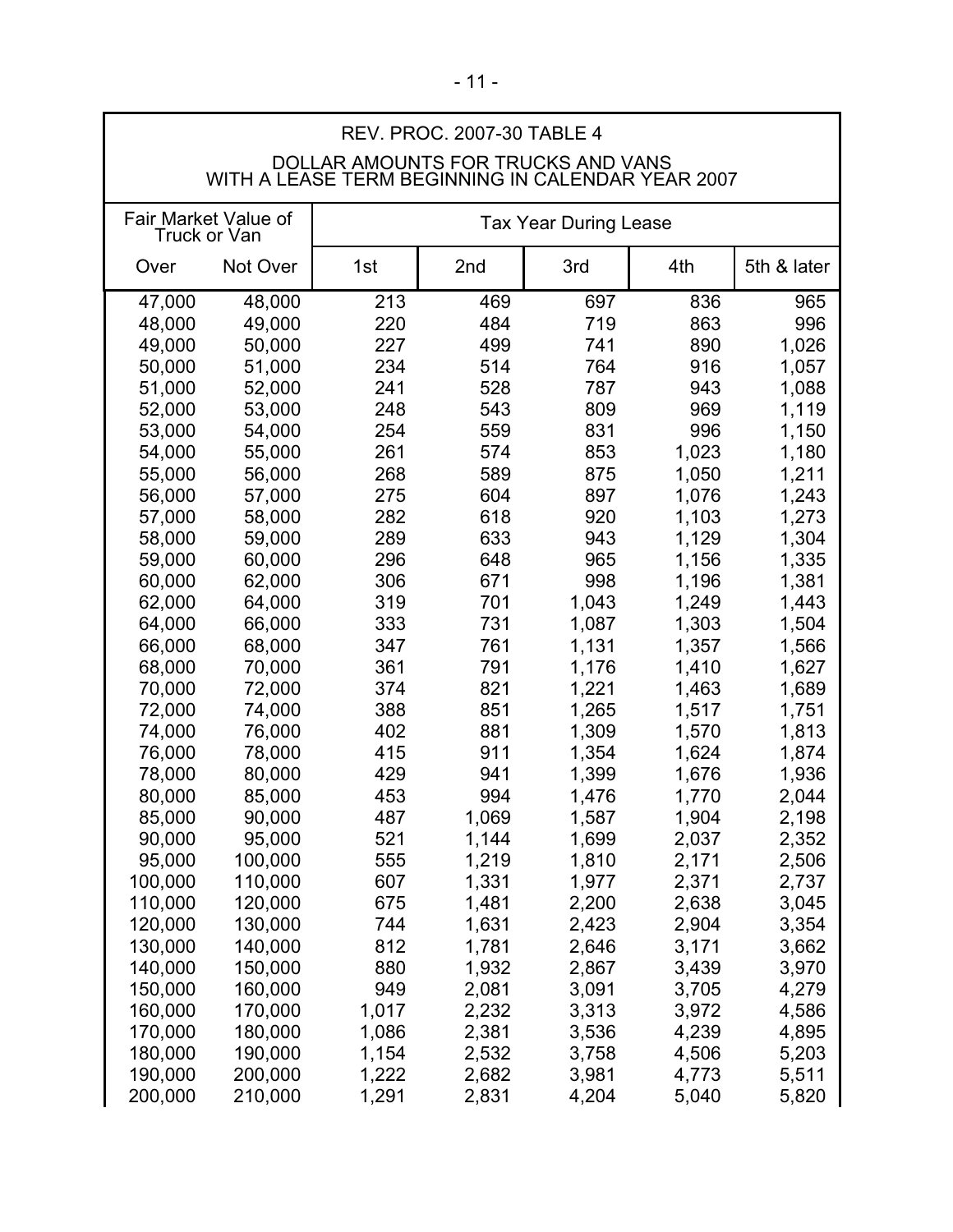REV. PROC. 2007-30 TABLE 4

DOLLAR AMOUNTS FOR TRUCKS AND VANS
WITH A LEASE TERM BEGINNING IN CALENDAR YEAR 2007

| Fair Market Value of Truck or Van | | Tax Year During Lease | | | | |
|---|---|---|---|---|---|---|
| Over | Not Over | 1st | 2nd | 3rd | 4th | 5th & later |
| 47,000 | 48,000 | 213 | 469 | 697 | 836 | 965 |
| 48,000 | 49,000 | 220 | 484 | 719 | 863 | 996 |
| 49,000 | 50,000 | 227 | 499 | 741 | 890 | 1,026 |
| 50,000 | 51,000 | 234 | 514 | 764 | 916 | 1,057 |
| 51,000 | 52,000 | 241 | 528 | 787 | 943 | 1,088 |
| 52,000 | 53,000 | 248 | 543 | 809 | 969 | 1,119 |
| 53,000 | 54,000 | 254 | 559 | 831 | 996 | 1,150 |
| 54,000 | 55,000 | 261 | 574 | 853 | 1,023 | 1,180 |
| 55,000 | 56,000 | 268 | 589 | 875 | 1,050 | 1,211 |
| 56,000 | 57,000 | 275 | 604 | 897 | 1,076 | 1,243 |
| 57,000 | 58,000 | 282 | 618 | 920 | 1,103 | 1,273 |
| 58,000 | 59,000 | 289 | 633 | 943 | 1,129 | 1,304 |
| 59,000 | 60,000 | 296 | 648 | 965 | 1,156 | 1,335 |
| 60,000 | 62,000 | 306 | 671 | 998 | 1,196 | 1,381 |
| 62,000 | 64,000 | 319 | 701 | 1,043 | 1,249 | 1,443 |
| 64,000 | 66,000 | 333 | 731 | 1,087 | 1,303 | 1,504 |
| 66,000 | 68,000 | 347 | 761 | 1,131 | 1,357 | 1,566 |
| 68,000 | 70,000 | 361 | 791 | 1,176 | 1,410 | 1,627 |
| 70,000 | 72,000 | 374 | 821 | 1,221 | 1,463 | 1,689 |
| 72,000 | 74,000 | 388 | 851 | 1,265 | 1,517 | 1,751 |
| 74,000 | 76,000 | 402 | 881 | 1,309 | 1,570 | 1,813 |
| 76,000 | 78,000 | 415 | 911 | 1,354 | 1,624 | 1,874 |
| 78,000 | 80,000 | 429 | 941 | 1,399 | 1,676 | 1,936 |
| 80,000 | 85,000 | 453 | 994 | 1,476 | 1,770 | 2,044 |
| 85,000 | 90,000 | 487 | 1,069 | 1,587 | 1,904 | 2,198 |
| 90,000 | 95,000 | 521 | 1,144 | 1,699 | 2,037 | 2,352 |
| 95,000 | 100,000 | 555 | 1,219 | 1,810 | 2,171 | 2,506 |
| 100,000 | 110,000 | 607 | 1,331 | 1,977 | 2,371 | 2,737 |
| 110,000 | 120,000 | 675 | 1,481 | 2,200 | 2,638 | 3,045 |
| 120,000 | 130,000 | 744 | 1,631 | 2,423 | 2,904 | 3,354 |
| 130,000 | 140,000 | 812 | 1,781 | 2,646 | 3,171 | 3,662 |
| 140,000 | 150,000 | 880 | 1,932 | 2,867 | 3,439 | 3,970 |
| 150,000 | 160,000 | 949 | 2,081 | 3,091 | 3,705 | 4,279 |
| 160,000 | 170,000 | 1,017 | 2,232 | 3,313 | 3,972 | 4,586 |
| 170,000 | 180,000 | 1,086 | 2,381 | 3,536 | 4,239 | 4,895 |
| 180,000 | 190,000 | 1,154 | 2,532 | 3,758 | 4,506 | 5,203 |
| 190,000 | 200,000 | 1,222 | 2,682 | 3,981 | 4,773 | 5,511 |
| 200,000 | 210,000 | 1,291 | 2,831 | 4,204 | 5,040 | 5,820 |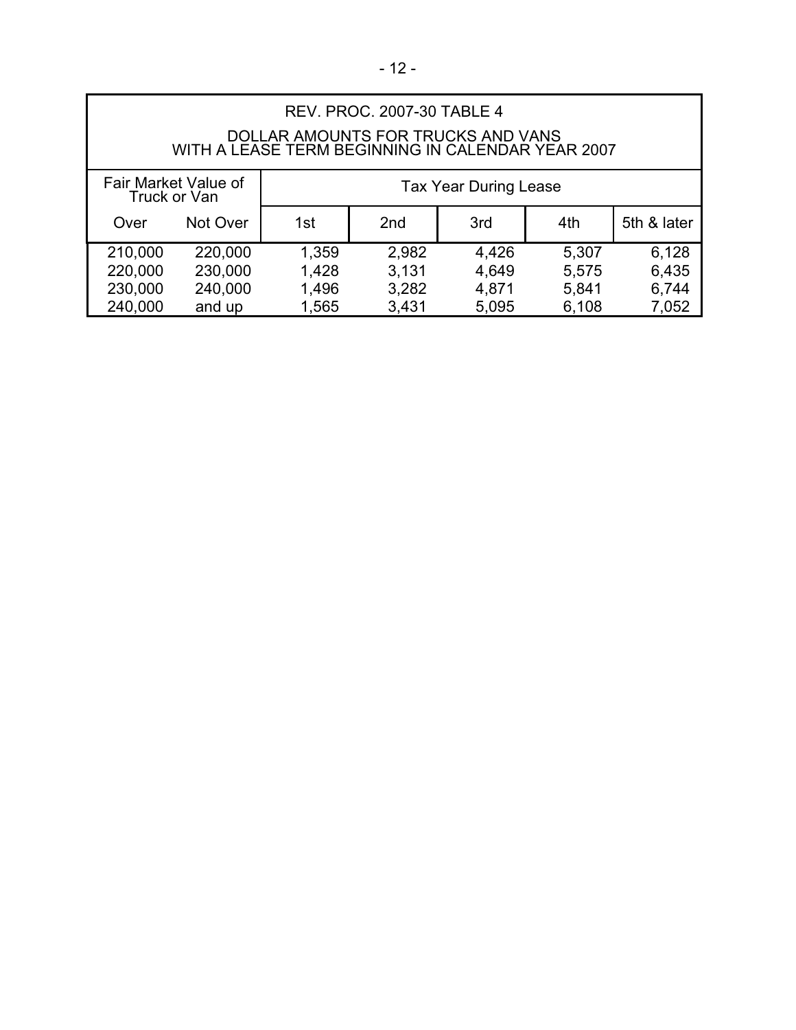REV. PROC. 2007-30 TABLE 4

DOLLAR AMOUNTS FOR TRUCKS AND VANS
WITH A LEASE TERM BEGINNING IN CALENDAR YEAR 2007

| Fair Market Value of Truck or Van | | Tax Year During Lease | | | | |
|---|---|---|---|---|---|---|
| Over | Not Over | 1st | 2nd | 3rd | 4th | 5th & later |
| 210,000 | 220,000 | 1,359 | 2,982 | 4,426 | 5,307 | 6,128 |
| 220,000 | 230,000 | 1,428 | 3,131 | 4,649 | 5,575 | 6,435 |
| 230,000 | 240,000 | 1,496 | 3,282 | 4,871 | 5,841 | 6,744 |
| 240,000 | and up | 1,565 | 3,431 | 5,095 | 6,108 | 7,052 |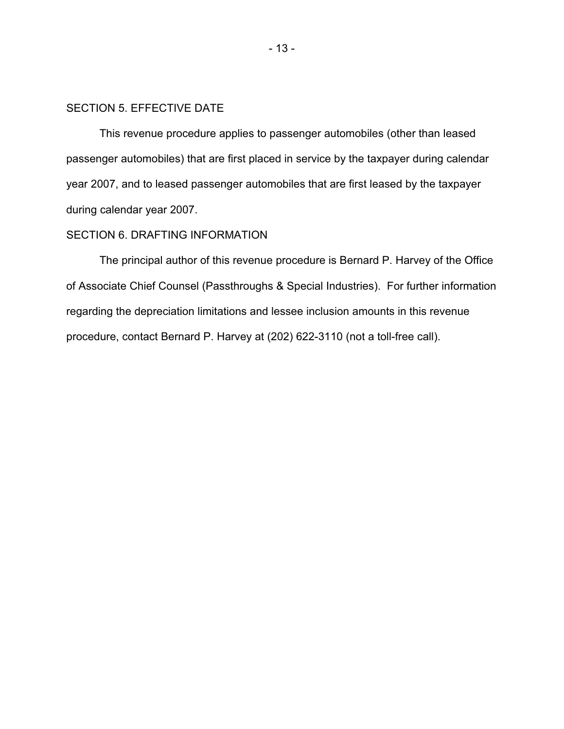SECTION 5. EFFECTIVE DATE

This revenue procedure applies to passenger automobiles (other than leased passenger automobiles) that are first placed in service by the taxpayer during calendar year 2007, and to leased passenger automobiles that are first leased by the taxpayer during calendar year 2007.

SECTION 6. DRAFTING INFORMATION

The principal author of this revenue procedure is Bernard P. Harvey of the Office of Associate Chief Counsel (Passthroughs & Special Industries). For further information regarding the depreciation limitations and lessee inclusion amounts in this revenue procedure, contact Bernard P. Harvey at (202) 622-3110 (not a toll-free call).